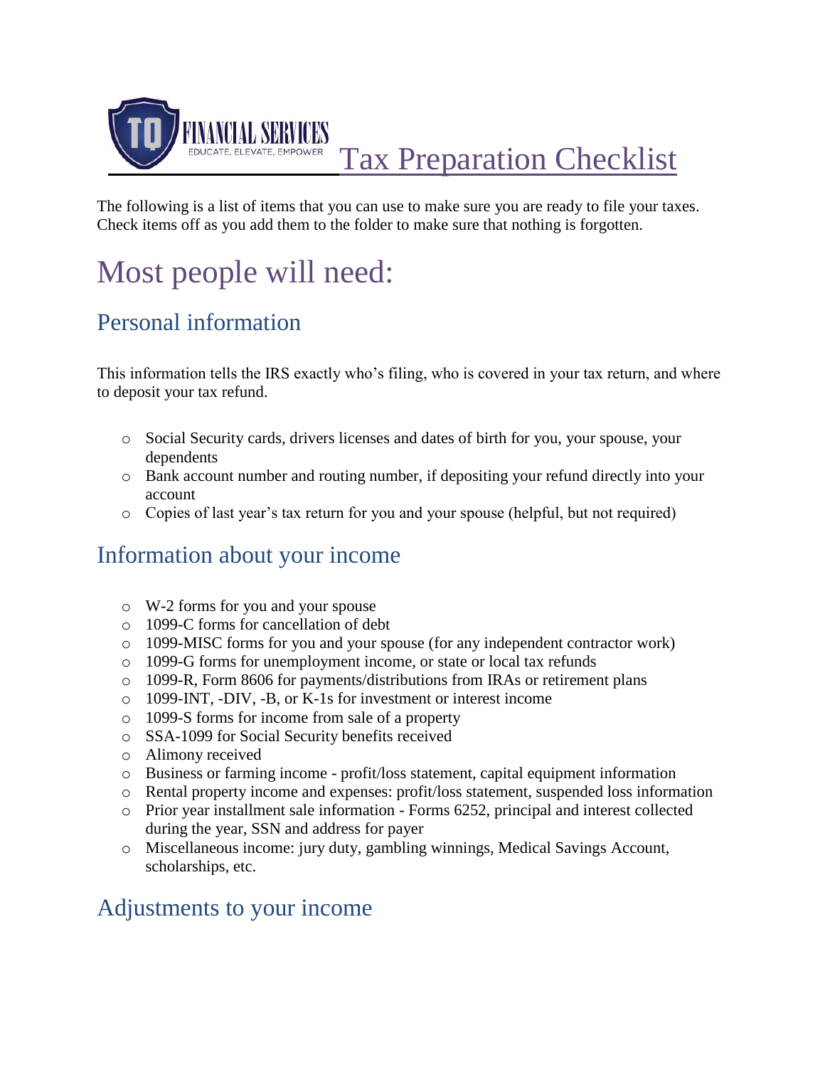# Tax Preparation Checklist

The following is a list of items that you can use to make sure you are ready to file your taxes. Check items off as you add them to the folder to make sure that nothing is forgotten.

# Most people will need:

## Personal information

This information tells the IRS exactly who's filing, who is covered in your tax return, and where to deposit your tax refund.

- Social Security cards, drivers licenses and dates of birth for you, your spouse, your dependents
- Bank account number and routing number, if depositing your refund directly into your account
- Copies of last year's tax return for you and your spouse (helpful, but not required)

## Information about your income

- W-2 forms for you and your spouse
- 1099-C forms for cancellation of debt
- 1099-MISC forms for you and your spouse (for any independent contractor work)
- 1099-G forms for unemployment income, or state or local tax refunds
- 1099-R, Form 8606 for payments/distributions from IRAs or retirement plans
- 1099-INT, -DIV, -B, or K-1s for investment or interest income
- 1099-S forms for income from sale of a property
- SSA-1099 for Social Security benefits received
- Alimony received
- Business or farming income - profit/loss statement, capital equipment information
- Rental property income and expenses: profit/loss statement, suspended loss information
- Prior year installment sale information - Forms 6252, principal and interest collected during the year, SSN and address for payer
- Miscellaneous income: jury duty, gambling winnings, Medical Savings Account, scholarships, etc.

## Adjustments to your income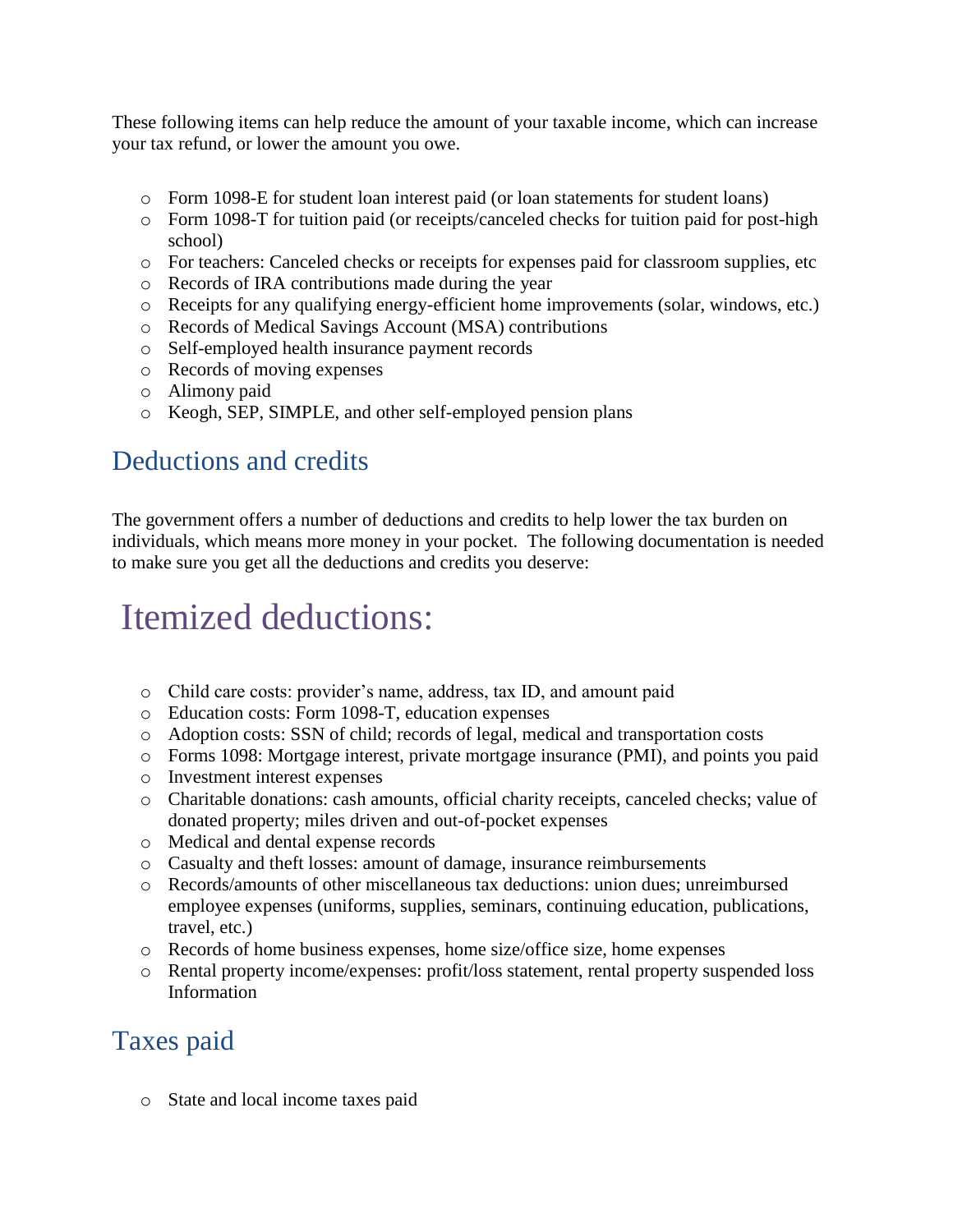These following items can help reduce the amount of your taxable income, which can increase your tax refund, or lower the amount you owe.

- Form 1098-E for student loan interest paid (or loan statements for student loans)
- Form 1098-T for tuition paid (or receipts/canceled checks for tuition paid for post-high school)
- For teachers: Canceled checks or receipts for expenses paid for classroom supplies, etc
- Records of IRA contributions made during the year
- Receipts for any qualifying energy-efficient home improvements (solar, windows, etc.)
- Records of Medical Savings Account (MSA) contributions
- Self-employed health insurance payment records
- Records of moving expenses
- Alimony paid
- Keogh, SEP, SIMPLE, and other self-employed pension plans

## Deductions and credits

The government offers a number of deductions and credits to help lower the tax burden on individuals, which means more money in your pocket. The following documentation is needed to make sure you get all the deductions and credits you deserve:

# Itemized deductions:

- Child care costs: provider's name, address, tax ID, and amount paid
- Education costs: Form 1098-T, education expenses
- Adoption costs: SSN of child; records of legal, medical and transportation costs
- Forms 1098: Mortgage interest, private mortgage insurance (PMI), and points you paid
- Investment interest expenses
- Charitable donations: cash amounts, official charity receipts, canceled checks; value of donated property; miles driven and out-of-pocket expenses
- Medical and dental expense records
- Casualty and theft losses: amount of damage, insurance reimbursements
- Records/amounts of other miscellaneous tax deductions: union dues; unreimbursed employee expenses (uniforms, supplies, seminars, continuing education, publications, travel, etc.)
- Records of home business expenses, home size/office size, home expenses
- Rental property income/expenses: profit/loss statement, rental property suspended loss Information

## Taxes paid

- State and local income taxes paid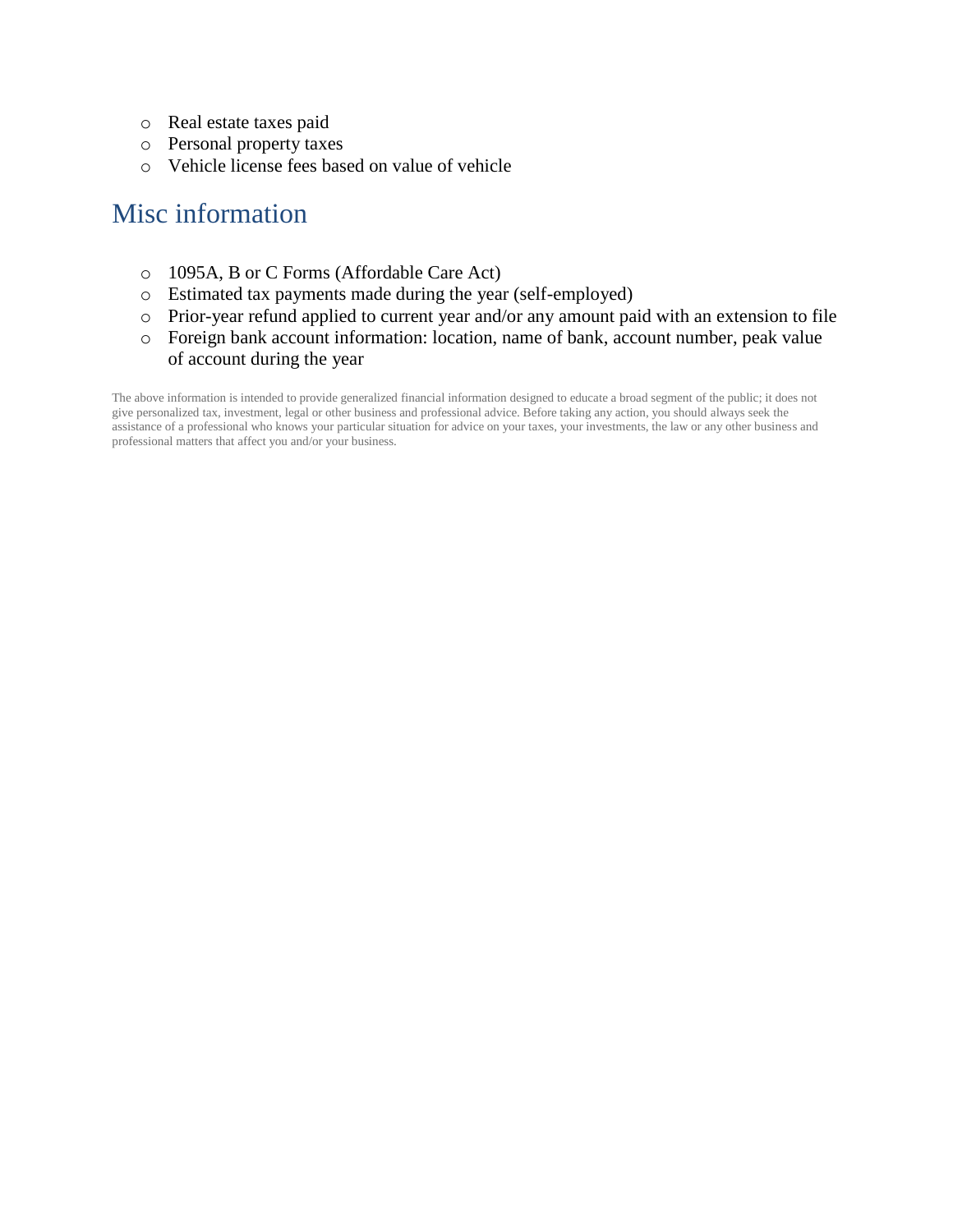- Real estate taxes paid
- Personal property taxes
- Vehicle license fees based on value of vehicle

## Misc information

- 1095A, B or C Forms (Affordable Care Act)
- Estimated tax payments made during the year (self-employed)
- Prior-year refund applied to current year and/or any amount paid with an extension to file
- Foreign bank account information: location, name of bank, account number, peak value of account during the year

The above information is intended to provide generalized financial information designed to educate a broad segment of the public; it does not give personalized tax, investment, legal or other business and professional advice. Before taking any action, you should always seek the assistance of a professional who knows your particular situation for advice on your taxes, your investments, the law or any other business and professional matters that affect you and/or your business.